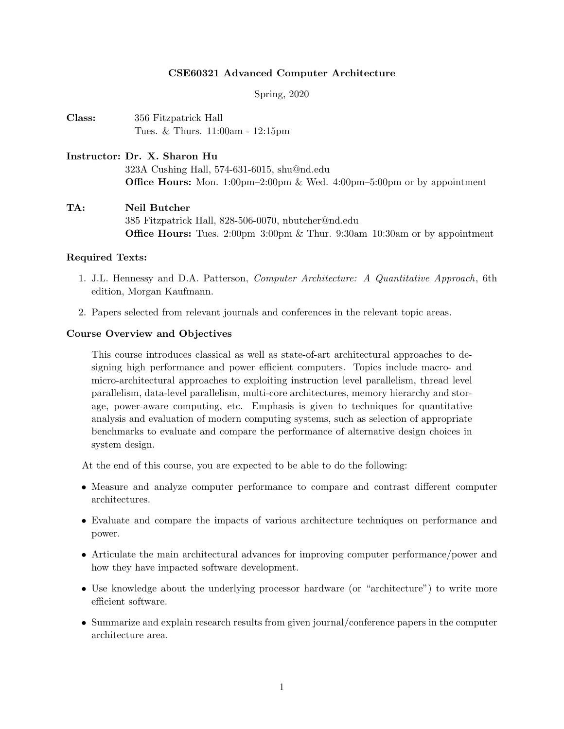# CSE60321 Advanced Computer Architecture

Spring, 2020

**Class:** 356 Fitzpatrick Hall
Tues. & Thurs. 11:00am - 12:15pm

**Instructor: Dr. X. Sharon Hu**
323A Cushing Hall, 574-631-6015, shu@nd.edu
**Office Hours:** Mon. 1:00pm–2:00pm & Wed. 4:00pm–5:00pm or by appointment

**TA: Neil Butcher**
385 Fitzpatrick Hall, 828-506-0070, nbutcher@nd.edu
**Office Hours:** Tues. 2:00pm–3:00pm & Thur. 9:30am–10:30am or by appointment

### Required Texts:

1. J.L. Hennessy and D.A. Patterson, *Computer Architecture: A Quantitative Approach*, 6th edition, Morgan Kaufmann.
2. Papers selected from relevant journals and conferences in the relevant topic areas.

### Course Overview and Objectives

This course introduces classical as well as state-of-art architectural approaches to designing high performance and power efficient computers. Topics include macro- and micro-architectural approaches to exploiting instruction level parallelism, thread level parallelism, data-level parallelism, multi-core architectures, memory hierarchy and storage, power-aware computing, etc. Emphasis is given to techniques for quantitative analysis and evaluation of modern computing systems, such as selection of appropriate benchmarks to evaluate and compare the performance of alternative design choices in system design.

At the end of this course, you are expected to be able to do the following:

- Measure and analyze computer performance to compare and contrast different computer architectures.
- Evaluate and compare the impacts of various architecture techniques on performance and power.
- Articulate the main architectural advances for improving computer performance/power and how they have impacted software development.
- Use knowledge about the underlying processor hardware (or "architecture") to write more efficient software.
- Summarize and explain research results from given journal/conference papers in the computer architecture area.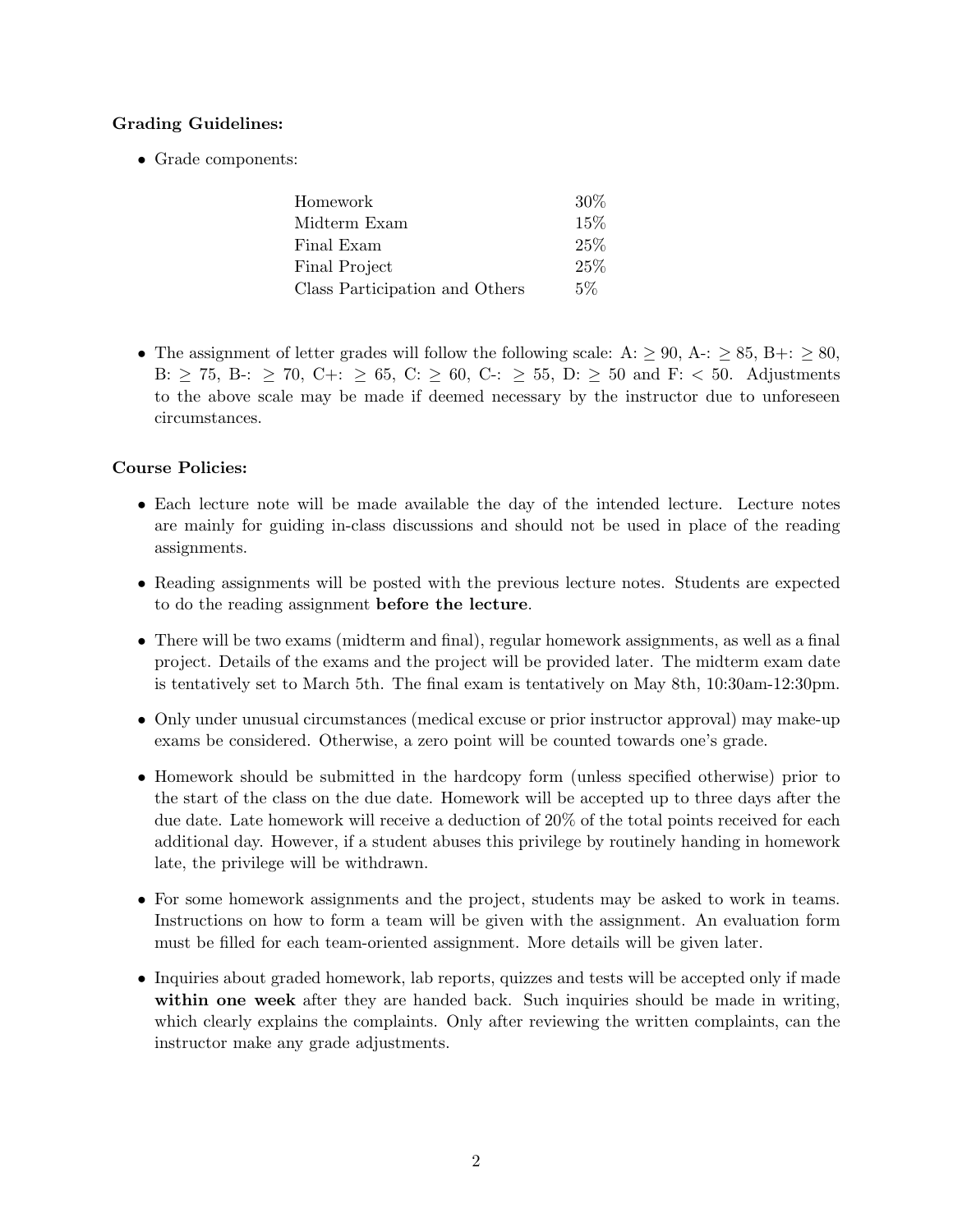**Grading Guidelines:**

- Grade components:

| | |
|---|---|
| Homework | 30% |
| Midterm Exam | 15% |
| Final Exam | 25% |
| Final Project | 25% |
| Class Participation and Others | 5% |

- The assignment of letter grades will follow the following scale: A: $\geq 90$, A-: $\geq 85$, B+: $\geq 80$, B: $\geq 75$, B-: $\geq 70$, C+: $\geq 65$, C: $\geq 60$, C-: $\geq 55$, D: $\geq 50$ and F: $< 50$. Adjustments to the above scale may be made if deemed necessary by the instructor due to unforeseen circumstances.

**Course Policies:**

- Each lecture note will be made available the day of the intended lecture. Lecture notes are mainly for guiding in-class discussions and should not be used in place of the reading assignments.
- Reading assignments will be posted with the previous lecture notes. Students are expected to do the reading assignment **before the lecture**.
- There will be two exams (midterm and final), regular homework assignments, as well as a final project. Details of the exams and the project will be provided later. The midterm exam date is tentatively set to March 5th. The final exam is tentatively on May 8th, 10:30am-12:30pm.
- Only under unusual circumstances (medical excuse or prior instructor approval) may make-up exams be considered. Otherwise, a zero point will be counted towards one's grade.
- Homework should be submitted in the hardcopy form (unless specified otherwise) prior to the start of the class on the due date. Homework will be accepted up to three days after the due date. Late homework will receive a deduction of 20% of the total points received for each additional day. However, if a student abuses this privilege by routinely handing in homework late, the privilege will be withdrawn.
- For some homework assignments and the project, students may be asked to work in teams. Instructions on how to form a team will be given with the assignment. An evaluation form must be filled for each team-oriented assignment. More details will be given later.
- Inquiries about graded homework, lab reports, quizzes and tests will be accepted only if made **within one week** after they are handed back. Such inquiries should be made in writing, which clearly explains the complaints. Only after reviewing the written complaints, can the instructor make any grade adjustments.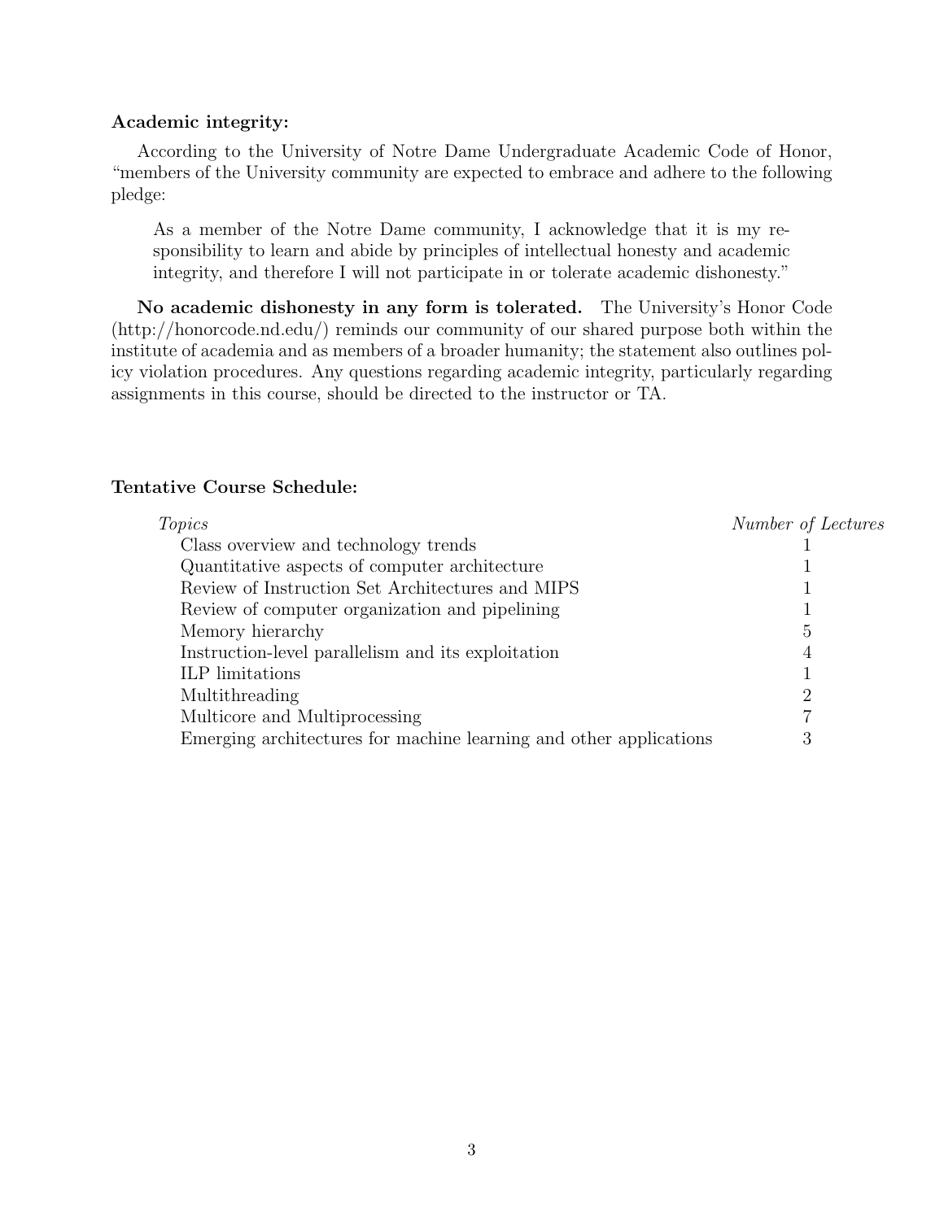**Academic integrity:**

According to the University of Notre Dame Undergraduate Academic Code of Honor, "members of the University community are expected to embrace and adhere to the following pledge:

> As a member of the Notre Dame community, I acknowledge that it is my responsibility to learn and abide by principles of intellectual honesty and academic integrity, and therefore I will not participate in or tolerate academic dishonesty."

**No academic dishonesty in any form is tolerated.** The University's Honor Code (http://honorcode.nd.edu/) reminds our community of our shared purpose both within the institute of academia and as members of a broader humanity; the statement also outlines policy violation procedures. Any questions regarding academic integrity, particularly regarding assignments in this course, should be directed to the instructor or TA.

**Tentative Course Schedule:**

| *Topics* | *Number of Lectures* |
|---|---|
| Class overview and technology trends | 1 |
| Quantitative aspects of computer architecture | 1 |
| Review of Instruction Set Architectures and MIPS | 1 |
| Review of computer organization and pipelining | 1 |
| Memory hierarchy | 5 |
| Instruction-level parallelism and its exploitation | 4 |
| ILP limitations | 1 |
| Multithreading | 2 |
| Multicore and Multiprocessing | 7 |
| Emerging architectures for machine learning and other applications | 3 |